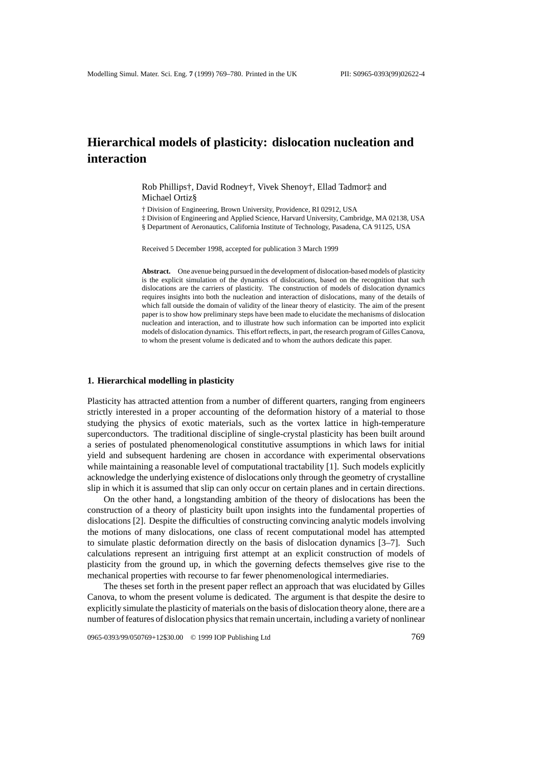# Hierarchical models of plasticity: dislocation nucleation and interaction

Rob Phillips†, David Rodney†, Vivek Shenoy†, Ellad Tadmor‡ and Michael Ortiz§

† Division of Engineering, Brown University, Providence, RI 02912, USA
‡ Division of Engineering and Applied Science, Harvard University, Cambridge, MA 02138, USA
§ Department of Aeronautics, California Institute of Technology, Pasadena, CA 91125, USA

Received 5 December 1998, accepted for publication 3 March 1999

**Abstract.** One avenue being pursued in the development of dislocation-based models of plasticity is the explicit simulation of the dynamics of dislocations, based on the recognition that such dislocations are the carriers of plasticity. The construction of models of dislocation dynamics requires insights into both the nucleation and interaction of dislocations, many of the details of which fall outside the domain of validity of the linear theory of elasticity. The aim of the present paper is to show how preliminary steps have been made to elucidate the mechanisms of dislocation nucleation and interaction, and to illustrate how such information can be imported into explicit models of dislocation dynamics. This effort reflects, in part, the research program of Gilles Canova, to whom the present volume is dedicated and to whom the authors dedicate this paper.

## 1. Hierarchical modelling in plasticity

Plasticity has attracted attention from a number of different quarters, ranging from engineers strictly interested in a proper accounting of the deformation history of a material to those studying the physics of exotic materials, such as the vortex lattice in high-temperature superconductors. The traditional discipline of single-crystal plasticity has been built around a series of postulated phenomenological constitutive assumptions in which laws for initial yield and subsequent hardening are chosen in accordance with experimental observations while maintaining a reasonable level of computational tractability [1]. Such models explicitly acknowledge the underlying existence of dislocations only through the geometry of crystalline slip in which it is assumed that slip can only occur on certain planes and in certain directions.

On the other hand, a longstanding ambition of the theory of dislocations has been the construction of a theory of plasticity built upon insights into the fundamental properties of dislocations [2]. Despite the difficulties of constructing convincing analytic models involving the motions of many dislocations, one class of recent computational model has attempted to simulate plastic deformation directly on the basis of dislocation dynamics [3–7]. Such calculations represent an intriguing first attempt at an explicit construction of models of plasticity from the ground up, in which the governing defects themselves give rise to the mechanical properties with recourse to far fewer phenomenological intermediaries.

The theses set forth in the present paper reflect an approach that was elucidated by Gilles Canova, to whom the present volume is dedicated. The argument is that despite the desire to explicitly simulate the plasticity of materials on the basis of dislocation theory alone, there are a number of features of dislocation physics that remain uncertain, including a variety of nonlinear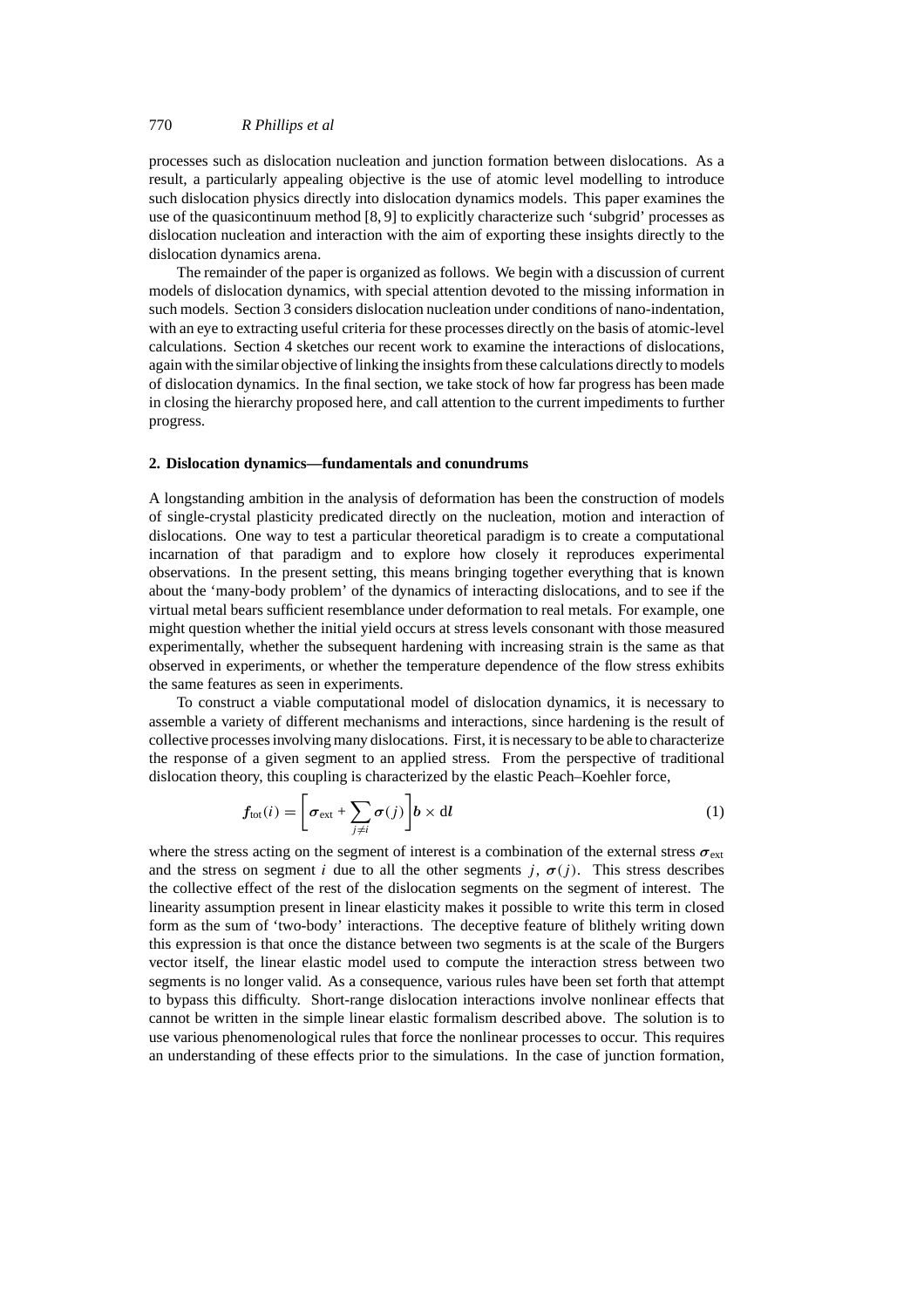processes such as dislocation nucleation and junction formation between dislocations. As a result, a particularly appealing objective is the use of atomic level modelling to introduce such dislocation physics directly into dislocation dynamics models. This paper examines the use of the quasicontinuum method [8, 9] to explicitly characterize such 'subgrid' processes as dislocation nucleation and interaction with the aim of exporting these insights directly to the dislocation dynamics arena.

The remainder of the paper is organized as follows. We begin with a discussion of current models of dislocation dynamics, with special attention devoted to the missing information in such models. Section 3 considers dislocation nucleation under conditions of nano-indentation, with an eye to extracting useful criteria for these processes directly on the basis of atomic-level calculations. Section 4 sketches our recent work to examine the interactions of dislocations, again with the similar objective of linking the insights from these calculations directly to models of dislocation dynamics. In the final section, we take stock of how far progress has been made in closing the hierarchy proposed here, and call attention to the current impediments to further progress.

## 2. Dislocation dynamics—fundamentals and conundrums

A longstanding ambition in the analysis of deformation has been the construction of models of single-crystal plasticity predicated directly on the nucleation, motion and interaction of dislocations. One way to test a particular theoretical paradigm is to create a computational incarnation of that paradigm and to explore how closely it reproduces experimental observations. In the present setting, this means bringing together everything that is known about the 'many-body problem' of the dynamics of interacting dislocations, and to see if the virtual metal bears sufficient resemblance under deformation to real metals. For example, one might question whether the initial yield occurs at stress levels consonant with those measured experimentally, whether the subsequent hardening with increasing strain is the same as that observed in experiments, or whether the temperature dependence of the flow stress exhibits the same features as seen in experiments.

To construct a viable computational model of dislocation dynamics, it is necessary to assemble a variety of different mechanisms and interactions, since hardening is the result of collective processes involving many dislocations. First, it is necessary to be able to characterize the response of a given segment to an applied stress. From the perspective of traditional dislocation theory, this coupling is characterized by the elastic Peach–Koehler force,

$$\boldsymbol{f}_{\text{tot}}(i) = \left[\boldsymbol{\sigma}_{\text{ext}} + \sum_{j \neq i} \boldsymbol{\sigma}(j)\right] \boldsymbol{b} \times \mathrm{d}\boldsymbol{l} \tag{1}$$

where the stress acting on the segment of interest is a combination of the external stress $\boldsymbol{\sigma}_{\text{ext}}$ and the stress on segment $i$ due to all the other segments $j$, $\boldsymbol{\sigma}(j)$. This stress describes the collective effect of the rest of the dislocation segments on the segment of interest. The linearity assumption present in linear elasticity makes it possible to write this term in closed form as the sum of 'two-body' interactions. The deceptive feature of blithely writing down this expression is that once the distance between two segments is at the scale of the Burgers vector itself, the linear elastic model used to compute the interaction stress between two segments is no longer valid. As a consequence, various rules have been set forth that attempt to bypass this difficulty. Short-range dislocation interactions involve nonlinear effects that cannot be written in the simple linear elastic formalism described above. The solution is to use various phenomenological rules that force the nonlinear processes to occur. This requires an understanding of these effects prior to the simulations. In the case of junction formation,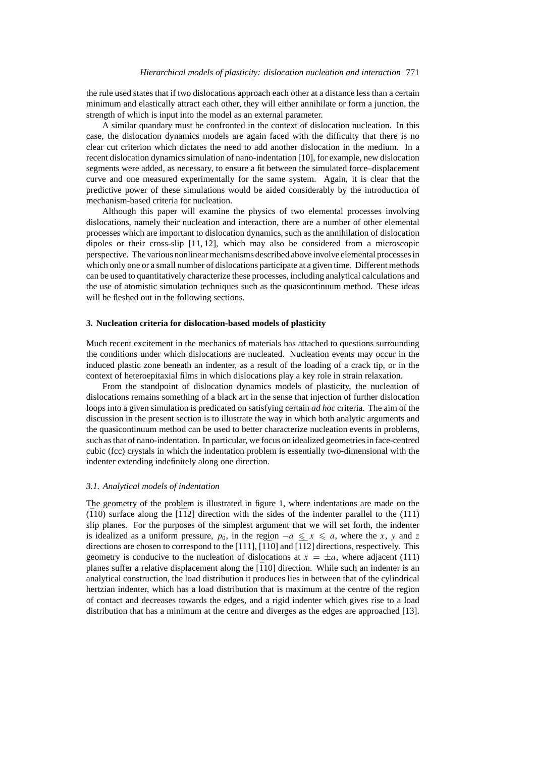the rule used states that if two dislocations approach each other at a distance less than a certain minimum and elastically attract each other, they will either annihilate or form a junction, the strength of which is input into the model as an external parameter.

A similar quandary must be confronted in the context of dislocation nucleation. In this case, the dislocation dynamics models are again faced with the difficulty that there is no clear cut criterion which dictates the need to add another dislocation in the medium. In a recent dislocation dynamics simulation of nano-indentation [10], for example, new dislocation segments were added, as necessary, to ensure a fit between the simulated force–displacement curve and one measured experimentally for the same system. Again, it is clear that the predictive power of these simulations would be aided considerably by the introduction of mechanism-based criteria for nucleation.

Although this paper will examine the physics of two elemental processes involving dislocations, namely their nucleation and interaction, there are a number of other elemental processes which are important to dislocation dynamics, such as the annihilation of dislocation dipoles or their cross-slip [11, 12], which may also be considered from a microscopic perspective. The various nonlinear mechanisms described above involve elemental processes in which only one or a small number of dislocations participate at a given time. Different methods can be used to quantitatively characterize these processes, including analytical calculations and the use of atomistic simulation techniques such as the quasicontinuum method. These ideas will be fleshed out in the following sections.

## 3. Nucleation criteria for dislocation-based models of plasticity

Much recent excitement in the mechanics of materials has attached to questions surrounding the conditions under which dislocations are nucleated. Nucleation events may occur in the induced plastic zone beneath an indenter, as a result of the loading of a crack tip, or in the context of heteroepitaxial films in which dislocations play a key role in strain relaxation.

From the standpoint of dislocation dynamics models of plasticity, the nucleation of dislocations remains something of a black art in the sense that injection of further dislocation loops into a given simulation is predicated on satisfying certain *ad hoc* criteria. The aim of the discussion in the present section is to illustrate the way in which both analytic arguments and the quasicontinuum method can be used to better characterize nucleation events in problems, such as that of nano-indentation. In particular, we focus on idealized geometries in face-centred cubic (fcc) crystals in which the indentation problem is essentially two-dimensional with the indenter extending indefinitely along one direction.

### 3.1. Analytical models of indentation

The geometry of the problem is illustrated in figure 1, where indentations are made on the $(\bar{1}10)$ surface along the $[\bar{1}\bar{1}2]$ direction with the sides of the indenter parallel to the (111) slip planes. For the purposes of the simplest argument that we will set forth, the indenter is idealized as a uniform pressure, $p_0$, in the region $-a \leqslant x \leqslant a$, where the $x$, $y$ and $z$ directions are chosen to correspond to the [111], $[\bar{1}10]$ and $[\bar{1}\bar{1}2]$ directions, respectively. This geometry is conducive to the nucleation of dislocations at $x = \pm a$, where adjacent (111) planes suffer a relative displacement along the $[\bar{1}10]$ direction. While such an indenter is an analytical construction, the load distribution it produces lies in between that of the cylindrical hertzian indenter, which has a load distribution that is maximum at the centre of the region of contact and decreases towards the edges, and a rigid indenter which gives rise to a load distribution that has a minimum at the centre and diverges as the edges are approached [13].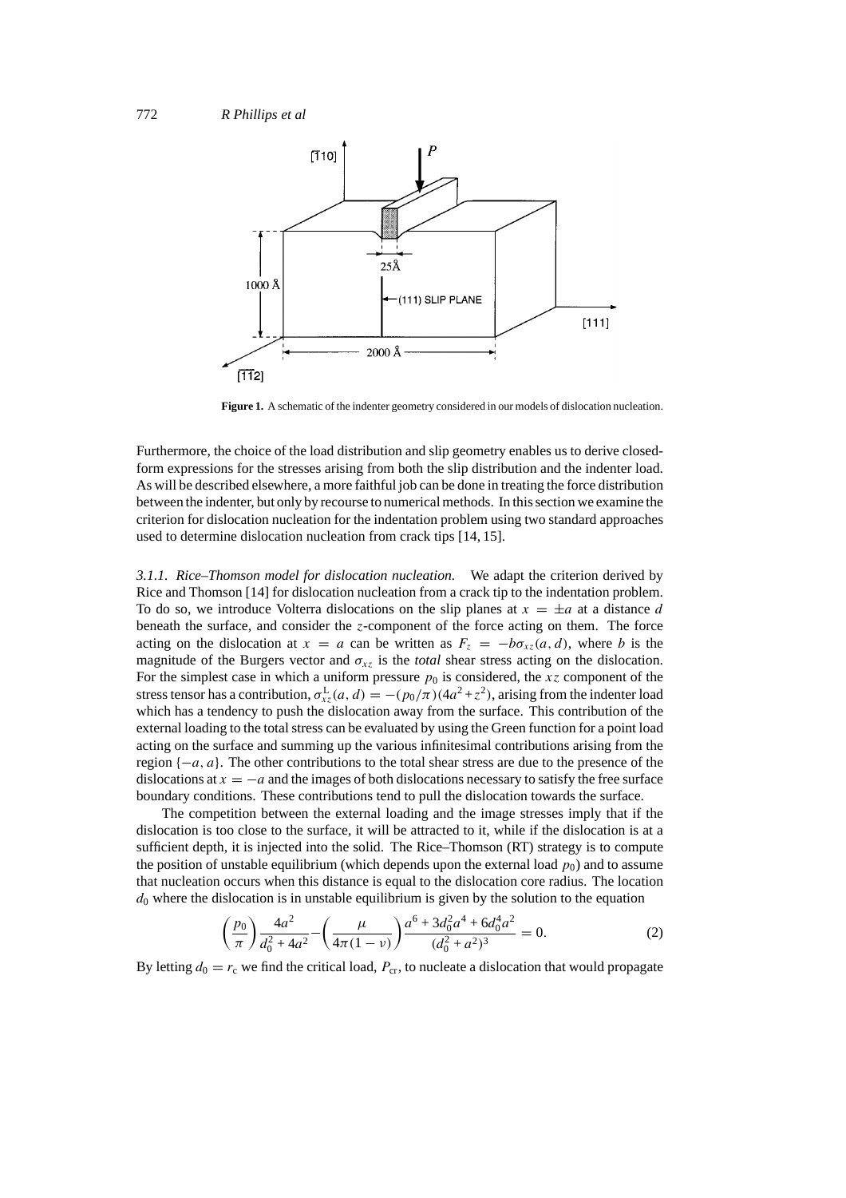**Figure 1.** A schematic of the indenter geometry considered in our models of dislocation nucleation.

Furthermore, the choice of the load distribution and slip geometry enables us to derive closed-form expressions for the stresses arising from both the slip distribution and the indenter load. As will be described elsewhere, a more faithful job can be done in treating the force distribution between the indenter, but only by recourse to numerical methods. In this section we examine the criterion for dislocation nucleation for the indentation problem using two standard approaches used to determine dislocation nucleation from crack tips [14, 15].

*3.1.1. Rice–Thomson model for dislocation nucleation.* We adapt the criterion derived by Rice and Thomson [14] for dislocation nucleation from a crack tip to the indentation problem. To do so, we introduce Volterra dislocations on the slip planes at $x = \pm a$ at a distance $d$ beneath the surface, and consider the $z$-component of the force acting on them. The force acting on the dislocation at $x = a$ can be written as $F_z = -b\sigma_{xz}(a, d)$, where $b$ is the magnitude of the Burgers vector and $\sigma_{xz}$ is the *total* shear stress acting on the dislocation. For the simplest case in which a uniform pressure $p_0$ is considered, the $xz$ component of the stress tensor has a contribution, $\sigma_{xz}^{L}(a, d) = -(p_0/\pi)(4a^2 + z^2)$, arising from the indenter load which has a tendency to push the dislocation away from the surface. This contribution of the external loading to the total stress can be evaluated by using the Green function for a point load acting on the surface and summing up the various infinitesimal contributions arising from the region $\{-a, a\}$. The other contributions to the total shear stress are due to the presence of the dislocations at $x = -a$ and the images of both dislocations necessary to satisfy the free surface boundary conditions. These contributions tend to pull the dislocation towards the surface.

The competition between the external loading and the image stresses imply that if the dislocation is too close to the surface, it will be attracted to it, while if the dislocation is at a sufficient depth, it is injected into the solid. The Rice–Thomson (RT) strategy is to compute the position of unstable equilibrium (which depends upon the external load $p_0$) and to assume that nucleation occurs when this distance is equal to the dislocation core radius. The location $d_0$ where the dislocation is in unstable equilibrium is given by the solution to the equation

$$\left(\frac{p_0}{\pi}\right)\frac{4a^2}{d_0^2 + 4a^2} - \left(\frac{\mu}{4\pi(1-\nu)}\right)\frac{a^6 + 3d_0^2a^4 + 6d_0^4a^2}{(d_0^2 + a^2)^3} = 0. \tag{2}$$

By letting $d_0 = r_c$ we find the critical load, $P_{cr}$, to nucleate a dislocation that would propagate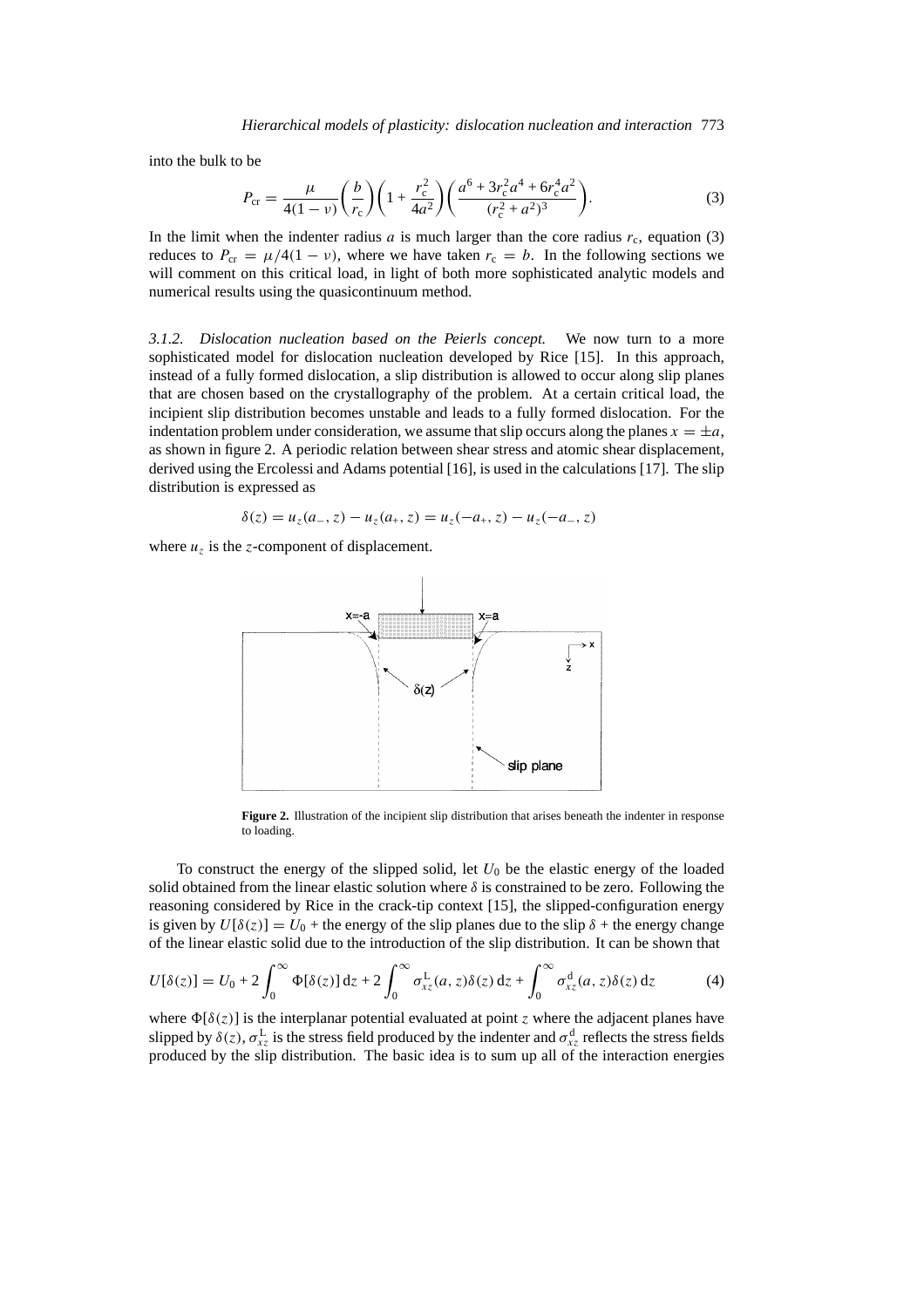into the bulk to be

$$P_{\mathrm{cr}} = \frac{\mu}{4(1-\nu)}\left(\frac{b}{r_{\mathrm{c}}}\right)\left(1+\frac{r_{\mathrm{c}}^2}{4a^2}\right)\left(\frac{a^6+3r_{\mathrm{c}}^2a^4+6r_{\mathrm{c}}^4a^2}{(r_{\mathrm{c}}^2+a^2)^3}\right). \tag{3}$$

In the limit when the indenter radius $a$ is much larger than the core radius $r_{\mathrm{c}}$, equation (3) reduces to $P_{\mathrm{cr}} = \mu/4(1-\nu)$, where we have taken $r_{\mathrm{c}} = b$. In the following sections we will comment on this critical load, in light of both more sophisticated analytic models and numerical results using the quasicontinuum method.

*3.1.2. Dislocation nucleation based on the Peierls concept.* We now turn to a more sophisticated model for dislocation nucleation developed by Rice [15]. In this approach, instead of a fully formed dislocation, a slip distribution is allowed to occur along slip planes that are chosen based on the crystallography of the problem. At a certain critical load, the incipient slip distribution becomes unstable and leads to a fully formed dislocation. For the indentation problem under consideration, we assume that slip occurs along the planes $x = \pm a$, as shown in figure 2. A periodic relation between shear stress and atomic shear displacement, derived using the Ercolessi and Adams potential [16], is used in the calculations [17]. The slip distribution is expressed as

$$\delta(z) = u_z(a_-, z) - u_z(a_+, z) = u_z(-a_+, z) - u_z(-a_-, z)$$

where $u_z$ is the $z$-component of displacement.

**Figure 2.** Illustration of the incipient slip distribution that arises beneath the indenter in response to loading.

To construct the energy of the slipped solid, let $U_0$ be the elastic energy of the loaded solid obtained from the linear elastic solution where $\delta$ is constrained to be zero. Following the reasoning considered by Rice in the crack-tip context [15], the slipped-configuration energy is given by $U[\delta(z)] = U_0$ + the energy of the slip planes due to the slip $\delta$ + the energy change of the linear elastic solid due to the introduction of the slip distribution. It can be shown that

$$U[\delta(z)] = U_0 + 2\int_0^\infty \Phi[\delta(z)]\,\mathrm{d}z + 2\int_0^\infty \sigma_{xz}^{\mathrm{L}}(a,z)\delta(z)\,\mathrm{d}z + \int_0^\infty \sigma_{xz}^{\mathrm{d}}(a,z)\delta(z)\,\mathrm{d}z \tag{4}$$

where $\Phi[\delta(z)]$ is the interplanar potential evaluated at point $z$ where the adjacent planes have slipped by $\delta(z)$, $\sigma_{xz}^{\mathrm{L}}$ is the stress field produced by the indenter and $\sigma_{xz}^{\mathrm{d}}$ reflects the stress fields produced by the slip distribution. The basic idea is to sum up all of the interaction energies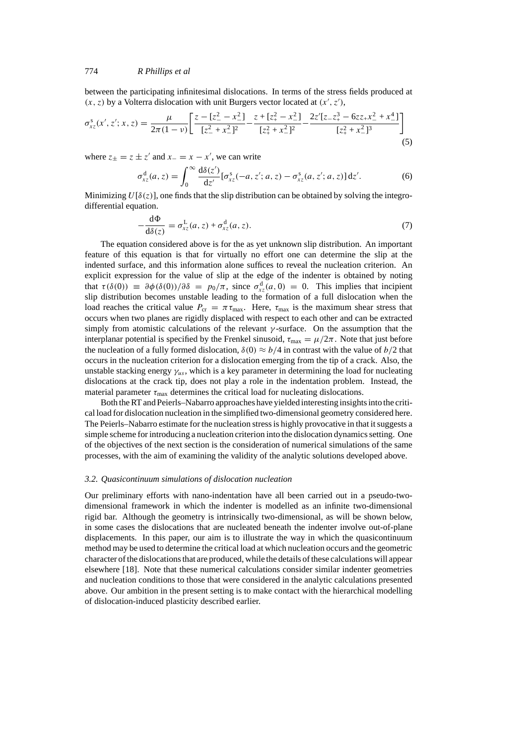between the participating infinitesimal dislocations. In terms of the stress fields produced at $(x, z)$ by a Volterra dislocation with unit Burgers vector located at $(x', z')$,

$$\sigma_{xz}^{s}(x', z'; x, z) = \frac{\mu}{2\pi(1-\nu)}\left[\frac{z - [z_-^2 - x_-^2]}{[z_-^2 + x_-^2]^2} - \frac{z + [z_+^2 - x_-^2]}{[z_+^2 + x_-^2]^2} - \frac{2z'[z_- z_+^3 - 6zz_+ x_-^2 + x_-^4]}{[z_+^2 + x_-^2]^3}\right] \tag{5}$$

where $z_\pm = z \pm z'$ and $x_- = x - x'$, we can write

$$\sigma_{xz}^{d}(a, z) = \int_0^\infty \frac{d\delta(z')}{dz'}[\sigma_{xz}^{s}(-a, z'; a, z) - \sigma_{xz}^{s}(a, z'; a, z)]\, dz'. \tag{6}$$

Minimizing $U[\delta(z)]$, one finds that the slip distribution can be obtained by solving the integro-differential equation.

$$-\frac{d\Phi}{d\delta(z)} = \sigma_{xz}^{L}(a, z) + \sigma_{xz}^{d}(a, z). \tag{7}$$

The equation considered above is for the as yet unknown slip distribution. An important feature of this equation is that for virtually no effort one can determine the slip at the indented surface, and this information alone suffices to reveal the nucleation criterion. An explicit expression for the value of slip at the edge of the indenter is obtained by noting that $\tau(\delta(0)) \equiv \partial\phi(\delta(0))/\partial\delta = p_0/\pi$, since $\sigma_{xz}^{d}(a, 0) = 0$. This implies that incipient slip distribution becomes unstable leading to the formation of a full dislocation when the load reaches the critical value $P_{cr} = \pi\tau_{max}$. Here, $\tau_{max}$ is the maximum shear stress that occurs when two planes are rigidly displaced with respect to each other and can be extracted simply from atomistic calculations of the relevant $\gamma$-surface. On the assumption that the interplanar potential is specified by the Frenkel sinusoid, $\tau_{max} = \mu/2\pi$. Note that just before the nucleation of a fully formed dislocation, $\delta(0) \approx b/4$ in contrast with the value of $b/2$ that occurs in the nucleation criterion for a dislocation emerging from the tip of a crack. Also, the unstable stacking energy $\gamma_{us}$, which is a key parameter in determining the load for nucleating dislocations at the crack tip, does not play a role in the indentation problem. Instead, the material parameter $\tau_{max}$ determines the critical load for nucleating dislocations.

Both the RT and Peierls–Nabarro approaches have yielded interesting insights into the critical load for dislocation nucleation in the simplified two-dimensional geometry considered here. The Peierls–Nabarro estimate for the nucleation stress is highly provocative in that it suggests a simple scheme for introducing a nucleation criterion into the dislocation dynamics setting. One of the objectives of the next section is the consideration of numerical simulations of the same processes, with the aim of examining the validity of the analytic solutions developed above.

### *3.2. Quasicontinuum simulations of dislocation nucleation*

Our preliminary efforts with nano-indentation have all been carried out in a pseudo-two-dimensional framework in which the indenter is modelled as an infinite two-dimensional rigid bar. Although the geometry is intrinsically two-dimensional, as will be shown below, in some cases the dislocations that are nucleated beneath the indenter involve out-of-plane displacements. In this paper, our aim is to illustrate the way in which the quasicontinuum method may be used to determine the critical load at which nucleation occurs and the geometric character of the dislocations that are produced, while the details of these calculations will appear elsewhere [18]. Note that these numerical calculations consider similar indenter geometries and nucleation conditions to those that were considered in the analytic calculations presented above. Our ambition in the present setting is to make contact with the hierarchical modelling of dislocation-induced plasticity described earlier.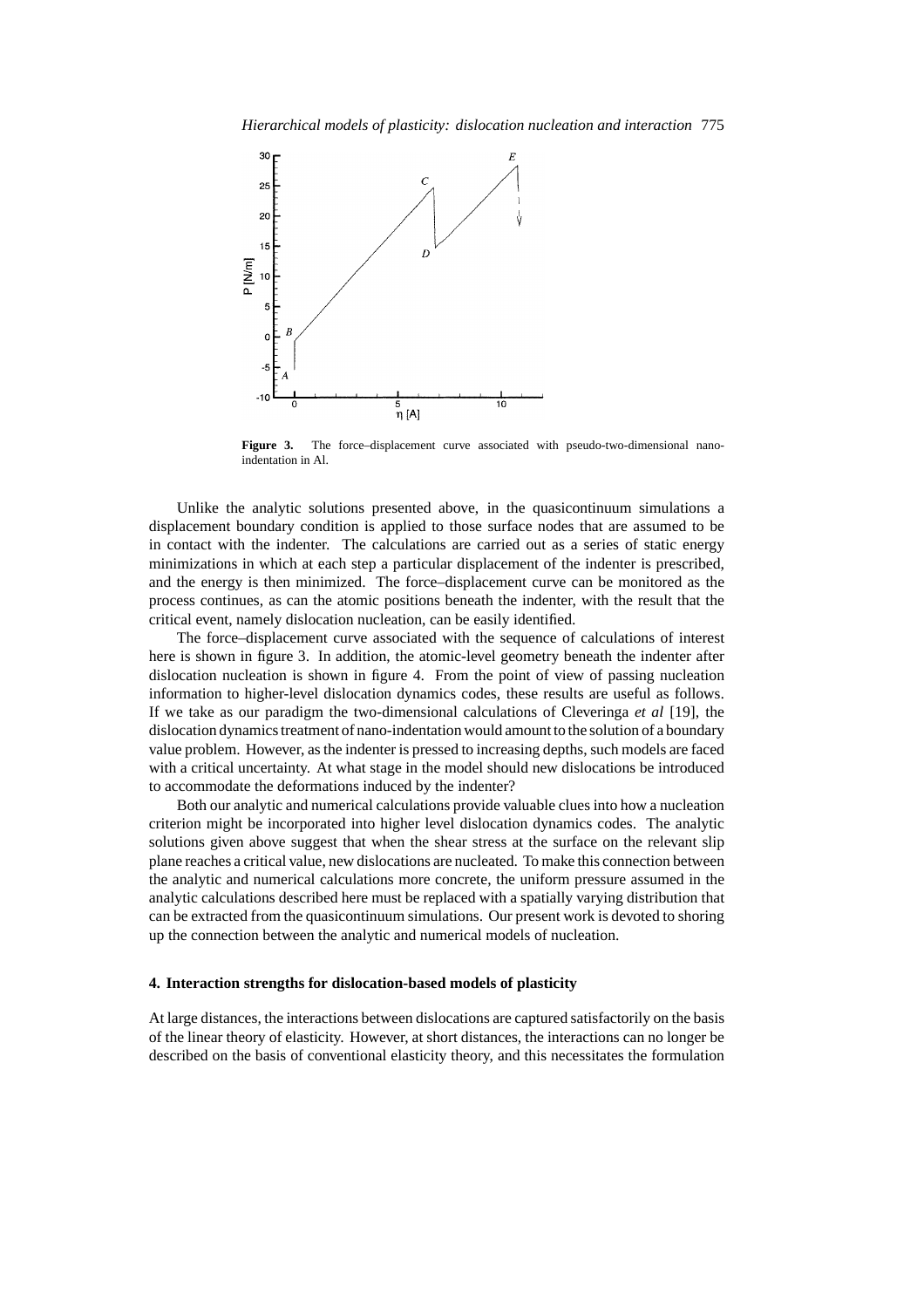30
25
20
15
10
5
0
-5
-10

P [N/m]

0
5
10

η [A]

A
B
C
D
E

**Figure 3.** The force–displacement curve associated with pseudo-two-dimensional nano-indentation in Al.

Unlike the analytic solutions presented above, in the quasicontinuum simulations a displacement boundary condition is applied to those surface nodes that are assumed to be in contact with the indenter. The calculations are carried out as a series of static energy minimizations in which at each step a particular displacement of the indenter is prescribed, and the energy is then minimized. The force–displacement curve can be monitored as the process continues, as can the atomic positions beneath the indenter, with the result that the critical event, namely dislocation nucleation, can be easily identified.

The force–displacement curve associated with the sequence of calculations of interest here is shown in figure 3. In addition, the atomic-level geometry beneath the indenter after dislocation nucleation is shown in figure 4. From the point of view of passing nucleation information to higher-level dislocation dynamics codes, these results are useful as follows. If we take as our paradigm the two-dimensional calculations of Cleveringa *et al* [19], the dislocation dynamics treatment of nano-indentation would amount to the solution of a boundary value problem. However, as the indenter is pressed to increasing depths, such models are faced with a critical uncertainty. At what stage in the model should new dislocations be introduced to accommodate the deformations induced by the indenter?

Both our analytic and numerical calculations provide valuable clues into how a nucleation criterion might be incorporated into higher level dislocation dynamics codes. The analytic solutions given above suggest that when the shear stress at the surface on the relevant slip plane reaches a critical value, new dislocations are nucleated. To make this connection between the analytic and numerical calculations more concrete, the uniform pressure assumed in the analytic calculations described here must be replaced with a spatially varying distribution that can be extracted from the quasicontinuum simulations. Our present work is devoted to shoring up the connection between the analytic and numerical models of nucleation.

## 4. Interaction strengths for dislocation-based models of plasticity

At large distances, the interactions between dislocations are captured satisfactorily on the basis of the linear theory of elasticity. However, at short distances, the interactions can no longer be described on the basis of conventional elasticity theory, and this necessitates the formulation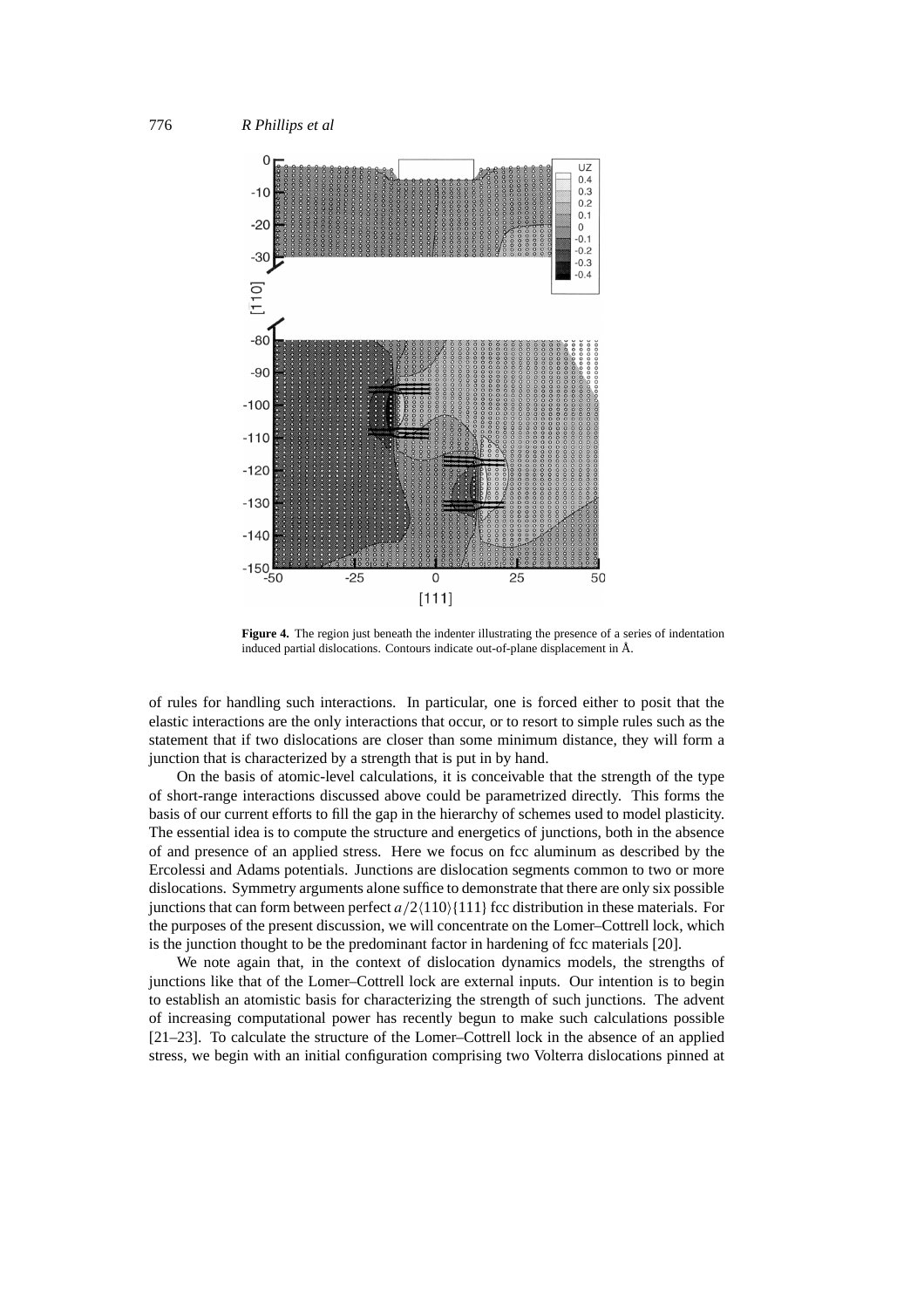**Figure 4.** The region just beneath the indenter illustrating the presence of a series of indentation induced partial dislocations. Contours indicate out-of-plane displacement in Å.

of rules for handling such interactions. In particular, one is forced either to posit that the elastic interactions are the only interactions that occur, or to resort to simple rules such as the statement that if two dislocations are closer than some minimum distance, they will form a junction that is characterized by a strength that is put in by hand.

On the basis of atomic-level calculations, it is conceivable that the strength of the type of short-range interactions discussed above could be parametrized directly. This forms the basis of our current efforts to fill the gap in the hierarchy of schemes used to model plasticity. The essential idea is to compute the structure and energetics of junctions, both in the absence of and presence of an applied stress. Here we focus on fcc aluminum as described by the Ercolessi and Adams potentials. Junctions are dislocation segments common to two or more dislocations. Symmetry arguments alone suffice to demonstrate that there are only six possible junctions that can form between perfect $a/2\langle 110\rangle\{111\}$ fcc distribution in these materials. For the purposes of the present discussion, we will concentrate on the Lomer–Cottrell lock, which is the junction thought to be the predominant factor in hardening of fcc materials [20].

We note again that, in the context of dislocation dynamics models, the strengths of junctions like that of the Lomer–Cottrell lock are external inputs. Our intention is to begin to establish an atomistic basis for characterizing the strength of such junctions. The advent of increasing computational power has recently begun to make such calculations possible [21–23]. To calculate the structure of the Lomer–Cottrell lock in the absence of an applied stress, we begin with an initial configuration comprising two Volterra dislocations pinned at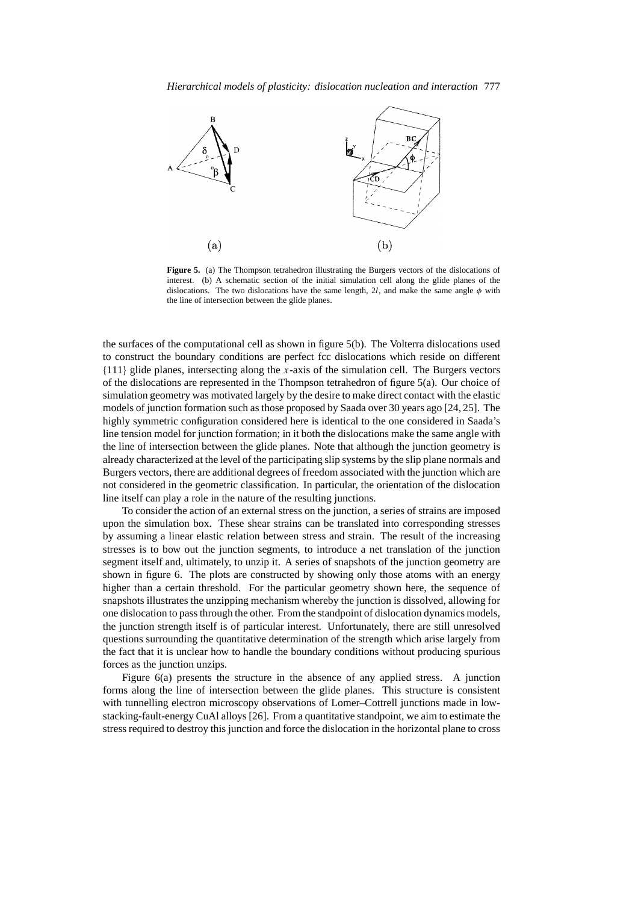(a)

(b)

**Figure 5.** (a) The Thompson tetrahedron illustrating the Burgers vectors of the dislocations of interest. (b) A schematic section of the initial simulation cell along the glide planes of the dislocations. The two dislocations have the same length, $2l$, and make the same angle $\phi$ with the line of intersection between the glide planes.

the surfaces of the computational cell as shown in figure 5(b). The Volterra dislocations used to construct the boundary conditions are perfect fcc dislocations which reside on different {111} glide planes, intersecting along the $x$-axis of the simulation cell. The Burgers vectors of the dislocations are represented in the Thompson tetrahedron of figure 5(a). Our choice of simulation geometry was motivated largely by the desire to make direct contact with the elastic models of junction formation such as those proposed by Saada over 30 years ago [24, 25]. The highly symmetric configuration considered here is identical to the one considered in Saada's line tension model for junction formation; in it both the dislocations make the same angle with the line of intersection between the glide planes. Note that although the junction geometry is already characterized at the level of the participating slip systems by the slip plane normals and Burgers vectors, there are additional degrees of freedom associated with the junction which are not considered in the geometric classification. In particular, the orientation of the dislocation line itself can play a role in the nature of the resulting junctions.

To consider the action of an external stress on the junction, a series of strains are imposed upon the simulation box. These shear strains can be translated into corresponding stresses by assuming a linear elastic relation between stress and strain. The result of the increasing stresses is to bow out the junction segments, to introduce a net translation of the junction segment itself and, ultimately, to unzip it. A series of snapshots of the junction geometry are shown in figure 6. The plots are constructed by showing only those atoms with an energy higher than a certain threshold. For the particular geometry shown here, the sequence of snapshots illustrates the unzipping mechanism whereby the junction is dissolved, allowing for one dislocation to pass through the other. From the standpoint of dislocation dynamics models, the junction strength itself is of particular interest. Unfortunately, there are still unresolved questions surrounding the quantitative determination of the strength which arise largely from the fact that it is unclear how to handle the boundary conditions without producing spurious forces as the junction unzips.

Figure 6(a) presents the structure in the absence of any applied stress. A junction forms along the line of intersection between the glide planes. This structure is consistent with tunnelling electron microscopy observations of Lomer–Cottrell junctions made in low-stacking-fault-energy CuAl alloys [26]. From a quantitative standpoint, we aim to estimate the stress required to destroy this junction and force the dislocation in the horizontal plane to cross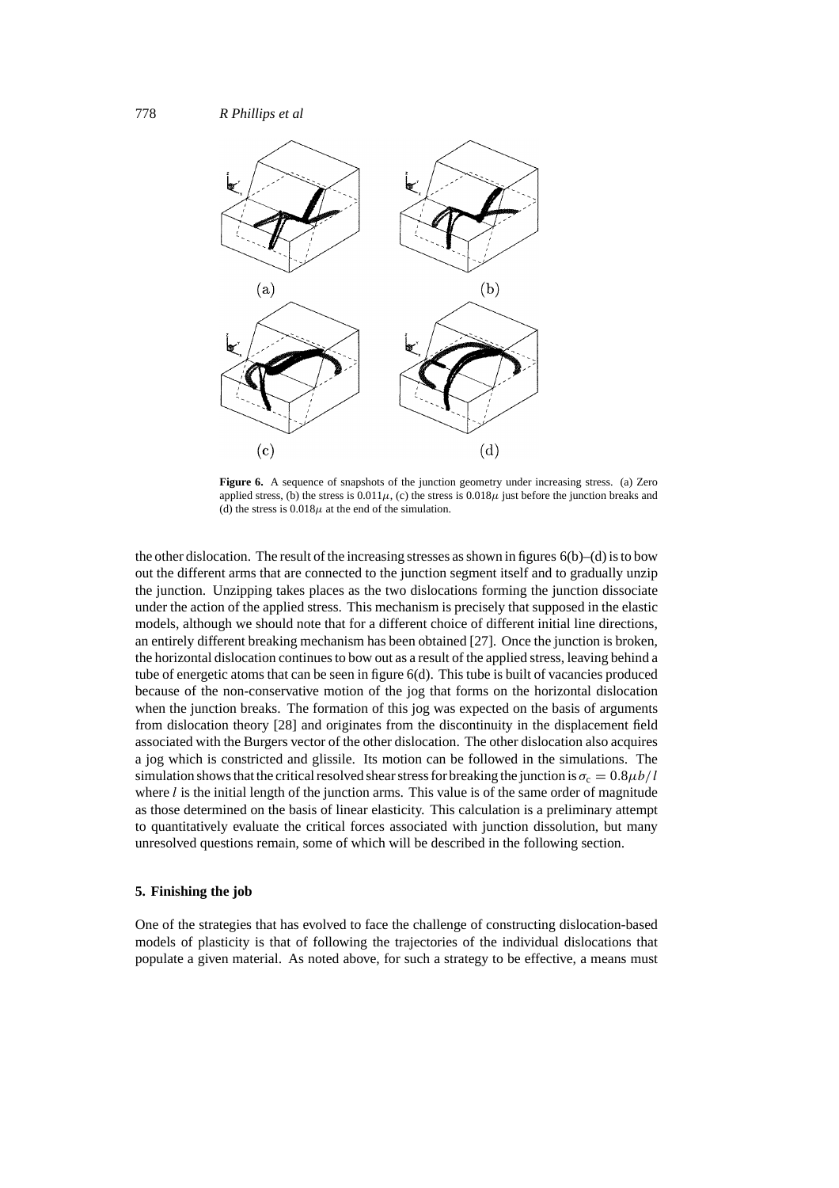**Figure 6.** A sequence of snapshots of the junction geometry under increasing stress. (a) Zero applied stress, (b) the stress is $0.011\mu$, (c) the stress is $0.018\mu$ just before the junction breaks and (d) the stress is $0.018\mu$ at the end of the simulation.

the other dislocation. The result of the increasing stresses as shown in figures 6(b)–(d) is to bow out the different arms that are connected to the junction segment itself and to gradually unzip the junction. Unzipping takes places as the two dislocations forming the junction dissociate under the action of the applied stress. This mechanism is precisely that supposed in the elastic models, although we should note that for a different choice of different initial line directions, an entirely different breaking mechanism has been obtained [27]. Once the junction is broken, the horizontal dislocation continues to bow out as a result of the applied stress, leaving behind a tube of energetic atoms that can be seen in figure 6(d). This tube is built of vacancies produced because of the non-conservative motion of the jog that forms on the horizontal dislocation when the junction breaks. The formation of this jog was expected on the basis of arguments from dislocation theory [28] and originates from the discontinuity in the displacement field associated with the Burgers vector of the other dislocation. The other dislocation also acquires a jog which is constricted and glissile. Its motion can be followed in the simulations. The simulation shows that the critical resolved shear stress for breaking the junction is $\sigma_c = 0.8\mu b/l$ where $l$ is the initial length of the junction arms. This value is of the same order of magnitude as those determined on the basis of linear elasticity. This calculation is a preliminary attempt to quantitatively evaluate the critical forces associated with junction dissolution, but many unresolved questions remain, some of which will be described in the following section.

## 5. Finishing the job

One of the strategies that has evolved to face the challenge of constructing dislocation-based models of plasticity is that of following the trajectories of the individual dislocations that populate a given material. As noted above, for such a strategy to be effective, a means must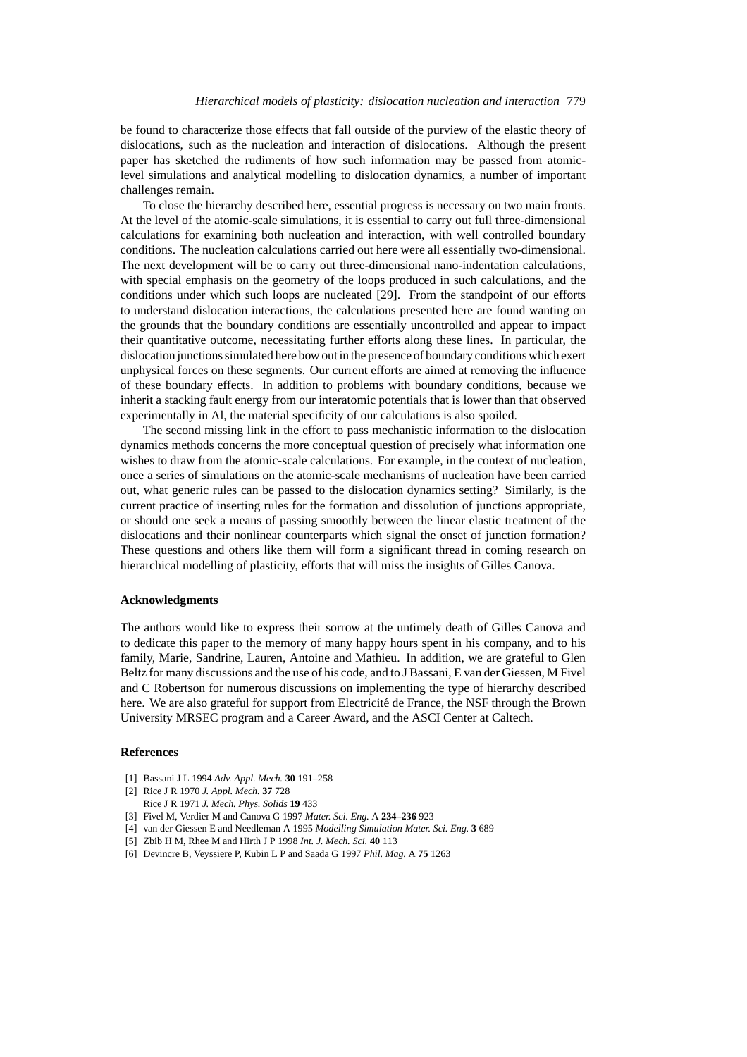be found to characterize those effects that fall outside of the purview of the elastic theory of dislocations, such as the nucleation and interaction of dislocations. Although the present paper has sketched the rudiments of how such information may be passed from atomic-level simulations and analytical modelling to dislocation dynamics, a number of important challenges remain.

To close the hierarchy described here, essential progress is necessary on two main fronts. At the level of the atomic-scale simulations, it is essential to carry out full three-dimensional calculations for examining both nucleation and interaction, with well controlled boundary conditions. The nucleation calculations carried out here were all essentially two-dimensional. The next development will be to carry out three-dimensional nano-indentation calculations, with special emphasis on the geometry of the loops produced in such calculations, and the conditions under which such loops are nucleated [29]. From the standpoint of our efforts to understand dislocation interactions, the calculations presented here are found wanting on the grounds that the boundary conditions are essentially uncontrolled and appear to impact their quantitative outcome, necessitating further efforts along these lines. In particular, the dislocation junctions simulated here bow out in the presence of boundary conditions which exert unphysical forces on these segments. Our current efforts are aimed at removing the influence of these boundary effects. In addition to problems with boundary conditions, because we inherit a stacking fault energy from our interatomic potentials that is lower than that observed experimentally in Al, the material specificity of our calculations is also spoiled.

The second missing link in the effort to pass mechanistic information to the dislocation dynamics methods concerns the more conceptual question of precisely what information one wishes to draw from the atomic-scale calculations. For example, in the context of nucleation, once a series of simulations on the atomic-scale mechanisms of nucleation have been carried out, what generic rules can be passed to the dislocation dynamics setting? Similarly, is the current practice of inserting rules for the formation and dissolution of junctions appropriate, or should one seek a means of passing smoothly between the linear elastic treatment of the dislocations and their nonlinear counterparts which signal the onset of junction formation? These questions and others like them will form a significant thread in coming research on hierarchical modelling of plasticity, efforts that will miss the insights of Gilles Canova.

### Acknowledgments

The authors would like to express their sorrow at the untimely death of Gilles Canova and to dedicate this paper to the memory of many happy hours spent in his company, and to his family, Marie, Sandrine, Lauren, Antoine and Mathieu. In addition, we are grateful to Glen Beltz for many discussions and the use of his code, and to J Bassani, E van der Giessen, M Fivel and C Robertson for numerous discussions on implementing the type of hierarchy described here. We are also grateful for support from Electricité de France, the NSF through the Brown University MRSEC program and a Career Award, and the ASCI Center at Caltech.

### References

[1] Bassani J L 1994 *Adv. Appl. Mech.* **30** 191–258

[2] Rice J R 1970 *J. Appl. Mech.* **37** 728
Rice J R 1971 *J. Mech. Phys. Solids* **19** 433

[3] Fivel M, Verdier M and Canova G 1997 *Mater. Sci. Eng.* A **234–236** 923

[4] van der Giessen E and Needleman A 1995 *Modelling Simulation Mater. Sci. Eng.* **3** 689

[5] Zbib H M, Rhee M and Hirth J P 1998 *Int. J. Mech. Sci.* **40** 113

[6] Devincre B, Veyssiere P, Kubin L P and Saada G 1997 *Phil. Mag.* A **75** 1263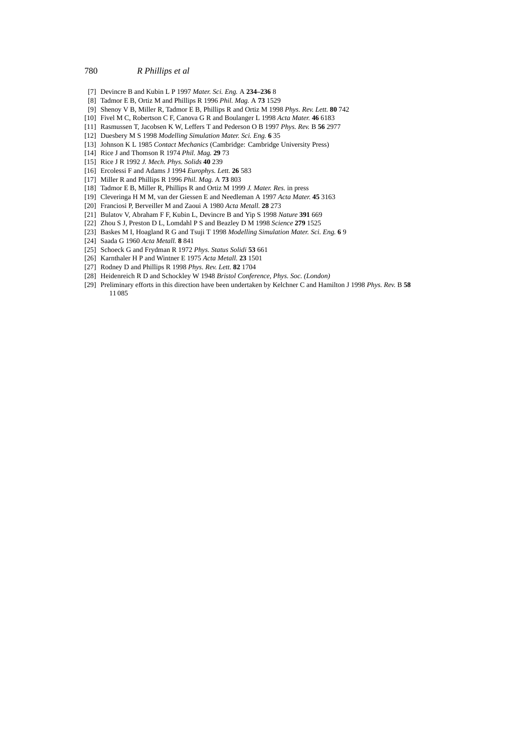[7] Devincre B and Kubin L P 1997 *Mater. Sci. Eng.* A **234–236** 8

[8] Tadmor E B, Ortiz M and Phillips R 1996 *Phil. Mag.* A **73** 1529

[9] Shenoy V B, Miller R, Tadmor E B, Phillips R and Ortiz M 1998 *Phys. Rev. Lett.* **80** 742

[10] Fivel M C, Robertson C F, Canova G R and Boulanger L 1998 *Acta Mater.* **46** 6183

[11] Rasmussen T, Jacobsen K W, Leffers T and Pederson O B 1997 *Phys. Rev.* B **56** 2977

[12] Duesbery M S 1998 *Modelling Simulation Mater. Sci. Eng.* **6** 35

[13] Johnson K L 1985 *Contact Mechanics* (Cambridge: Cambridge University Press)

[14] Rice J and Thomson R 1974 *Phil. Mag.* **29** 73

[15] Rice J R 1992 *J. Mech. Phys. Solids* **40** 239

[16] Ercolessi F and Adams J 1994 *Europhys. Lett.* **26** 583

[17] Miller R and Phillips R 1996 *Phil. Mag.* A **73** 803

[18] Tadmor E B, Miller R, Phillips R and Ortiz M 1999 *J. Mater. Res.* in press

[19] Cleveringa H M M, van der Giessen E and Needleman A 1997 *Acta Mater.* **45** 3163

[20] Franciosi P, Berveiller M and Zaoui A 1980 *Acta Metall.* **28** 273

[21] Bulatov V, Abraham F F, Kubin L, Devincre B and Yip S 1998 *Nature* **391** 669

[22] Zhou S J, Preston D L, Lomdahl P S and Beazley D M 1998 *Science* **279** 1525

[23] Baskes M I, Hoagland R G and Tsuji T 1998 *Modelling Simulation Mater. Sci. Eng.* **6** 9

[24] Saada G 1960 *Acta Metall.* **8** 841

[25] Schoeck G and Frydman R 1972 *Phys. Status Solidi* **53** 661

[26] Karnthaler H P and Wintner E 1975 *Acta Metall.* **23** 1501

[27] Rodney D and Phillips R 1998 *Phys. Rev. Lett.* **82** 1704

[28] Heidenreich R D and Schockley W 1948 *Bristol Conference, Phys. Soc. (London)*

[29] Preliminary efforts in this direction have been undertaken by Kelchner C and Hamilton J 1998 *Phys. Rev.* B **58** 11 085